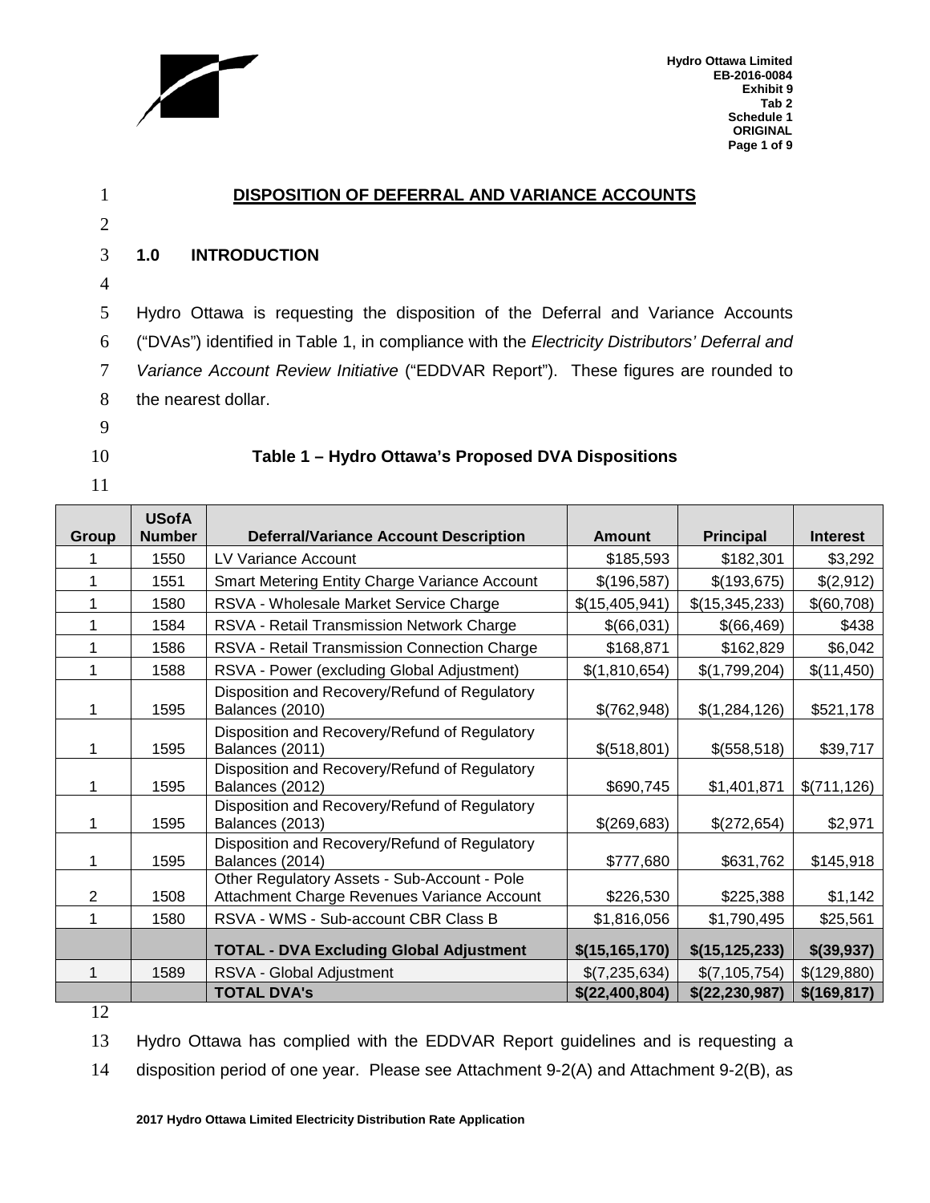# DISPOSITION OF DEFERRAL AND VARIANCE ACCOUNTS

## 1.0 INTRODUCTION

Hydro Ottawa is requesting the disposition of the Deferral and Variance Accounts ("DVAs") identified in Table 1, in compliance with the *Electricity Distributors' Deferral and Variance Account Review Initiative* ("EDDVAR Report"). These figures are rounded to the nearest dollar.

**Table 1 – Hydro Ottawa's Proposed DVA Dispositions**

| Group | USofA Number | Deferral/Variance Account Description | Amount | Principal | Interest |
|---|---|---|---|---|---|
| 1 | 1550 | LV Variance Account | $185,593 | $182,301 | $3,292 |
| 1 | 1551 | Smart Metering Entity Charge Variance Account | $(196,587) | $(193,675) | $(2,912) |
| 1 | 1580 | RSVA - Wholesale Market Service Charge | $(15,405,941) | $(15,345,233) | $(60,708) |
| 1 | 1584 | RSVA - Retail Transmission Network Charge | $(66,031) | $(66,469) | $438 |
| 1 | 1586 | RSVA - Retail Transmission Connection Charge | $168,871 | $162,829 | $6,042 |
| 1 | 1588 | RSVA - Power (excluding Global Adjustment) | $(1,810,654) | $(1,799,204) | $(11,450) |
| 1 | 1595 | Disposition and Recovery/Refund of Regulatory Balances (2010) | $(762,948) | $(1,284,126) | $521,178 |
| 1 | 1595 | Disposition and Recovery/Refund of Regulatory Balances (2011) | $(518,801) | $(558,518) | $39,717 |
| 1 | 1595 | Disposition and Recovery/Refund of Regulatory Balances (2012) | $690,745 | $1,401,871 | $(711,126) |
| 1 | 1595 | Disposition and Recovery/Refund of Regulatory Balances (2013) | $(269,683) | $(272,654) | $2,971 |
| 1 | 1595 | Disposition and Recovery/Refund of Regulatory Balances (2014) | $777,680 | $631,762 | $145,918 |
| 2 | 1508 | Other Regulatory Assets - Sub-Account - Pole Attachment Charge Revenues Variance Account | $226,530 | $225,388 | $1,142 |
| 1 | 1580 | RSVA - WMS - Sub-account CBR Class B | $1,816,056 | $1,790,495 | $25,561 |
| | | **TOTAL - DVA Excluding Global Adjustment** | **$(15,165,170)** | **$(15,125,233)** | **$(39,937)** |
| 1 | 1589 | RSVA - Global Adjustment | $(7,235,634) | $(7,105,754) | $(129,880) |
| | | **TOTAL DVA's** | **$(22,400,804)** | **$(22,230,987)** | **$(169,817)** |

Hydro Ottawa has complied with the EDDVAR Report guidelines and is requesting a disposition period of one year. Please see Attachment 9-2(A) and Attachment 9-2(B), as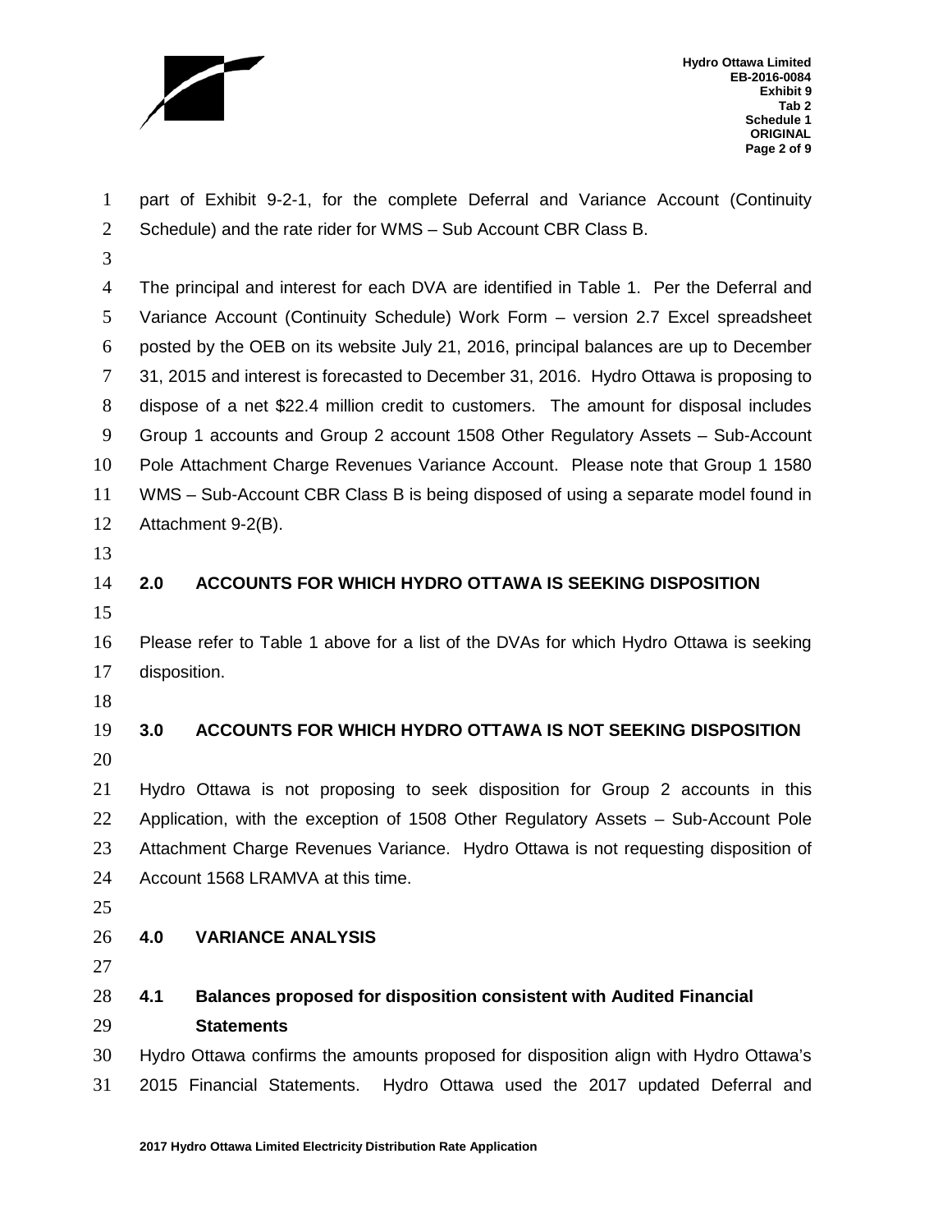part of Exhibit 9-2-1, for the complete Deferral and Variance Account (Continuity Schedule) and the rate rider for WMS – Sub Account CBR Class B.

The principal and interest for each DVA are identified in Table 1. Per the Deferral and Variance Account (Continuity Schedule) Work Form – version 2.7 Excel spreadsheet posted by the OEB on its website July 21, 2016, principal balances are up to December 31, 2015 and interest is forecasted to December 31, 2016. Hydro Ottawa is proposing to dispose of a net $22.4 million credit to customers. The amount for disposal includes Group 1 accounts and Group 2 account 1508 Other Regulatory Assets – Sub-Account Pole Attachment Charge Revenues Variance Account. Please note that Group 1 1580 WMS – Sub-Account CBR Class B is being disposed of using a separate model found in Attachment 9-2(B).

## 2.0 ACCOUNTS FOR WHICH HYDRO OTTAWA IS SEEKING DISPOSITION

Please refer to Table 1 above for a list of the DVAs for which Hydro Ottawa is seeking disposition.

## 3.0 ACCOUNTS FOR WHICH HYDRO OTTAWA IS NOT SEEKING DISPOSITION

Hydro Ottawa is not proposing to seek disposition for Group 2 accounts in this Application, with the exception of 1508 Other Regulatory Assets – Sub-Account Pole Attachment Charge Revenues Variance. Hydro Ottawa is not requesting disposition of Account 1568 LRAMVA at this time.

## 4.0 VARIANCE ANALYSIS

### 4.1 Balances proposed for disposition consistent with Audited Financial Statements

Hydro Ottawa confirms the amounts proposed for disposition align with Hydro Ottawa's 2015 Financial Statements. Hydro Ottawa used the 2017 updated Deferral and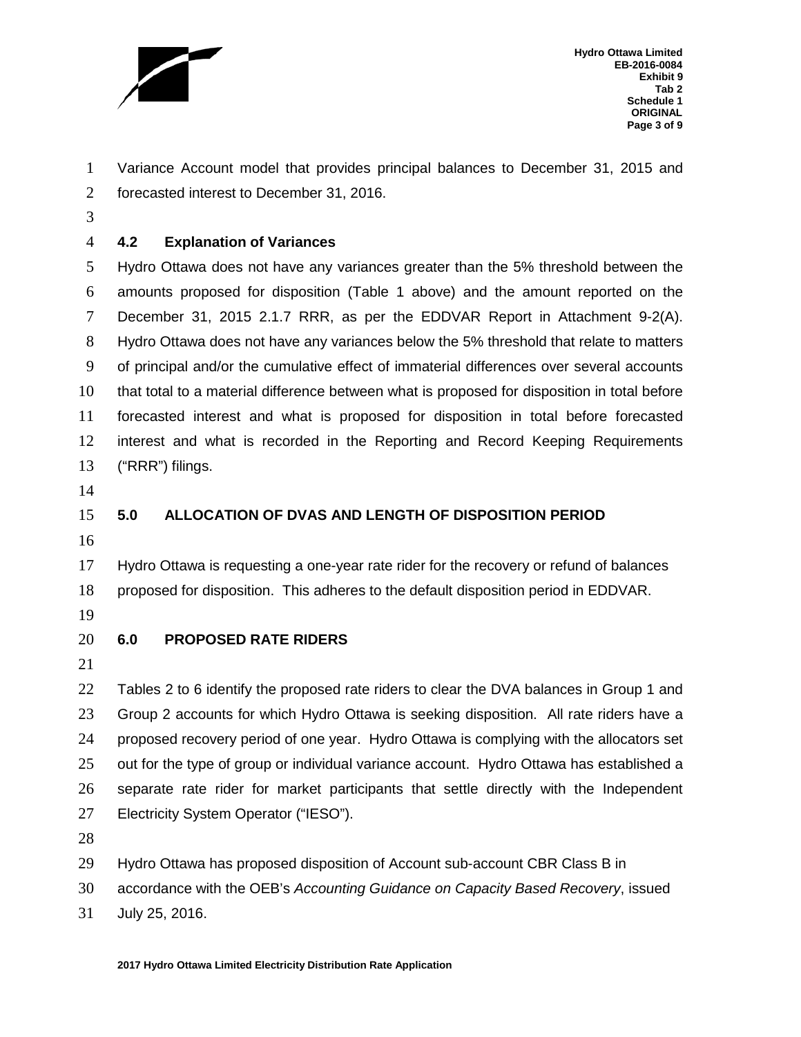Variance Account model that provides principal balances to December 31, 2015 and forecasted interest to December 31, 2016.

### 4.2 Explanation of Variances

Hydro Ottawa does not have any variances greater than the 5% threshold between the amounts proposed for disposition (Table 1 above) and the amount reported on the December 31, 2015 2.1.7 RRR, as per the EDDVAR Report in Attachment 9-2(A). Hydro Ottawa does not have any variances below the 5% threshold that relate to matters of principal and/or the cumulative effect of immaterial differences over several accounts that total to a material difference between what is proposed for disposition in total before forecasted interest and what is proposed for disposition in total before forecasted interest and what is recorded in the Reporting and Record Keeping Requirements ("RRR") filings.

## 5.0 ALLOCATION OF DVAS AND LENGTH OF DISPOSITION PERIOD

Hydro Ottawa is requesting a one-year rate rider for the recovery or refund of balances proposed for disposition. This adheres to the default disposition period in EDDVAR.

## 6.0 PROPOSED RATE RIDERS

Tables 2 to 6 identify the proposed rate riders to clear the DVA balances in Group 1 and Group 2 accounts for which Hydro Ottawa is seeking disposition. All rate riders have a proposed recovery period of one year. Hydro Ottawa is complying with the allocators set out for the type of group or individual variance account. Hydro Ottawa has established a separate rate rider for market participants that settle directly with the Independent Electricity System Operator ("IESO").

Hydro Ottawa has proposed disposition of Account sub-account CBR Class B in accordance with the OEB's *Accounting Guidance on Capacity Based Recovery*, issued July 25, 2016.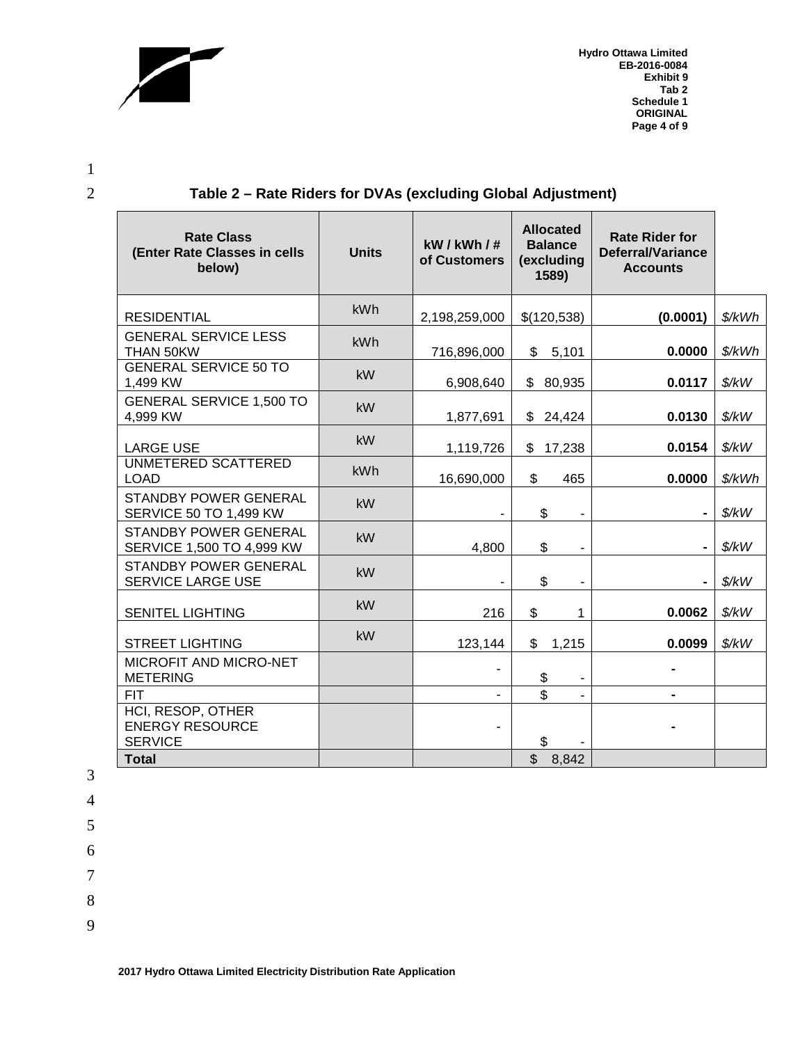## Table 2 – Rate Riders for DVAs (excluding Global Adjustment)

| Rate Class (Enter Rate Classes in cells below) | Units | kW / kWh / # of Customers | Allocated Balance (excluding 1589) | Rate Rider for Deferral/Variance Accounts | |
|---|---|---|---|---|---|
| RESIDENTIAL | kWh | 2,198,259,000 | $(120,538) | **(0.0001)** | $/kWh |
| GENERAL SERVICE LESS THAN 50KW | kWh | 716,896,000 | $ 5,101 | **0.0000** | $/kWh |
| GENERAL SERVICE 50 TO 1,499 KW | kW | 6,908,640 | $ 80,935 | **0.0117** | $/kW |
| GENERAL SERVICE 1,500 TO 4,999 KW | kW | 1,877,691 | $ 24,424 | **0.0130** | $/kW |
| LARGE USE | kW | 1,119,726 | $ 17,238 | **0.0154** | $/kW |
| UNMETERED SCATTERED LOAD | kWh | 16,690,000 | $ 465 | **0.0000** | $/kWh |
| STANDBY POWER GENERAL SERVICE 50 TO 1,499 KW | kW | - | $ - | **-** | $/kW |
| STANDBY POWER GENERAL SERVICE 1,500 TO 4,999 KW | kW | 4,800 | $ - | **-** | $/kW |
| STANDBY POWER GENERAL SERVICE LARGE USE | kW | - | $ - | **-** | $/kW |
| SENITEL LIGHTING | kW | 216 | $ 1 | **0.0062** | $/kW |
| STREET LIGHTING | kW | 123,144 | $ 1,215 | **0.0099** | $/kW |
| MICROFIT AND MICRO-NET METERING | | - | $ - | **-** | |
| FIT | | - | $ - | **-** | |
| HCI, RESOP, OTHER ENERGY RESOURCE SERVICE | | - | $ - | **-** | |
| **Total** | | | $ 8,842 | | |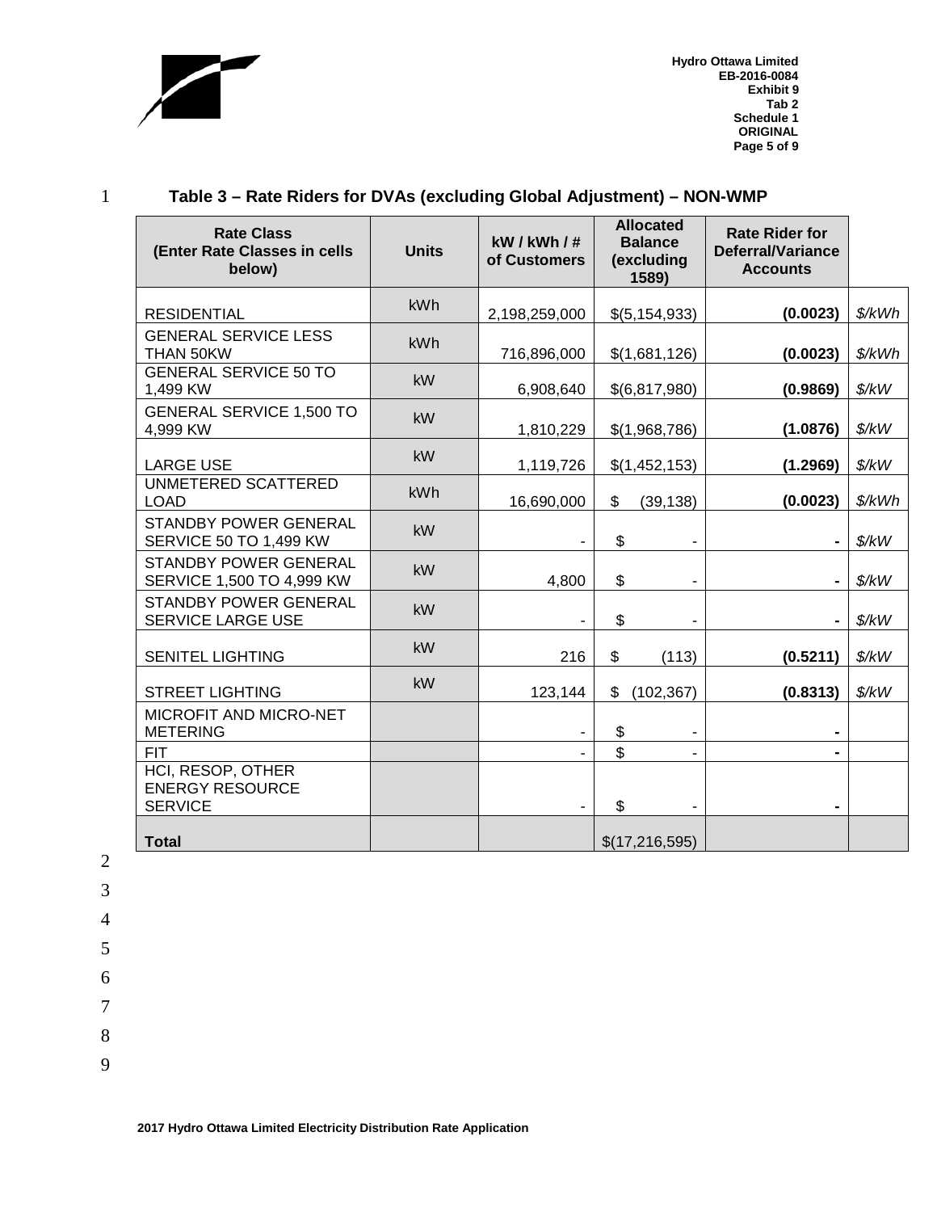**Table 3 – Rate Riders for DVAs (excluding Global Adjustment) – NON-WMP**

| Rate Class (Enter Rate Classes in cells below) | Units | kW / kWh / # of Customers | Allocated Balance (excluding 1589) | Rate Rider for Deferral/Variance Accounts | |
|---|---|---|---|---|---|
| RESIDENTIAL | kWh | 2,198,259,000 | $(5,154,933) | **(0.0023)** | $/kWh |
| GENERAL SERVICE LESS THAN 50KW | kWh | 716,896,000 | $(1,681,126) | **(0.0023)** | $/kWh |
| GENERAL SERVICE 50 TO 1,499 KW | kW | 6,908,640 | $(6,817,980) | **(0.9869)** | $/kW |
| GENERAL SERVICE 1,500 TO 4,999 KW | kW | 1,810,229 | $(1,968,786) | **(1.0876)** | $/kW |
| LARGE USE | kW | 1,119,726 | $(1,452,153) | **(1.2969)** | $/kW |
| UNMETERED SCATTERED LOAD | kWh | 16,690,000 | $ (39,138) | **(0.0023)** | $/kWh |
| STANDBY POWER GENERAL SERVICE 50 TO 1,499 KW | kW | - | $ - | **-** | $/kW |
| STANDBY POWER GENERAL SERVICE 1,500 TO 4,999 KW | kW | 4,800 | $ - | **-** | $/kW |
| STANDBY POWER GENERAL SERVICE LARGE USE | kW | - | $ - | **-** | $/kW |
| SENITEL LIGHTING | kW | 216 | $ (113) | **(0.5211)** | $/kW |
| STREET LIGHTING | kW | 123,144 | $ (102,367) | **(0.8313)** | $/kW |
| MICROFIT AND MICRO-NET METERING | | - | $ - | **-** | |
| FIT | | - | $ - | **-** | |
| HCI, RESOP, OTHER ENERGY RESOURCE SERVICE | | - | $ - | **-** | |
| **Total** | | | $(17,216,595) | | |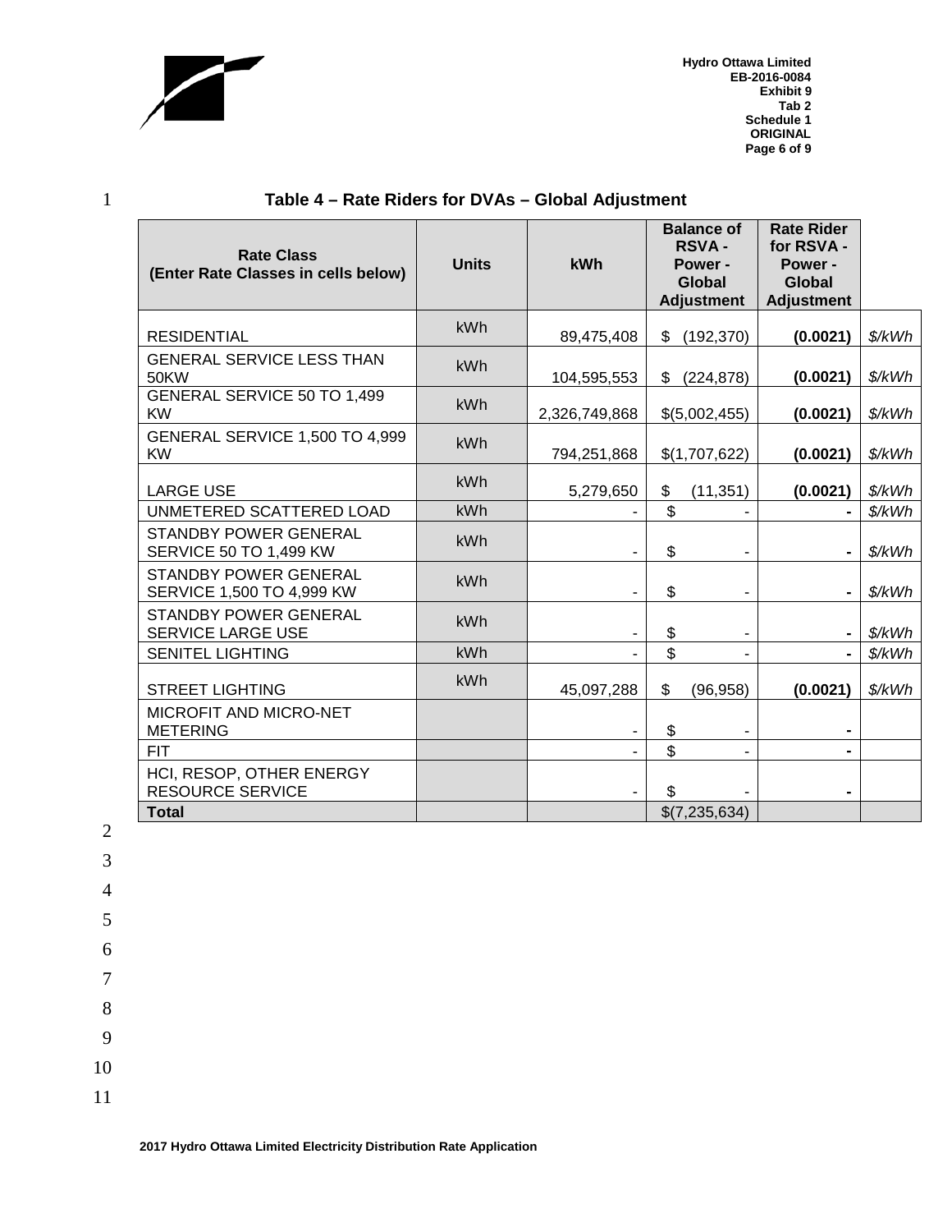**Table 4 – Rate Riders for DVAs – Global Adjustment**

| Rate Class (Enter Rate Classes in cells below) | Units | kWh | Balance of RSVA - Power - Global Adjustment | Rate Rider for RSVA - Power - Global Adjustment | |
|---|---|---|---|---|---|
| RESIDENTIAL | kWh | 89,475,408 | $ (192,370) | **(0.0021)** | *$/kWh* |
| GENERAL SERVICE LESS THAN 50KW | kWh | 104,595,553 | $ (224,878) | **(0.0021)** | *$/kWh* |
| GENERAL SERVICE 50 TO 1,499 KW | kWh | 2,326,749,868 | $(5,002,455) | **(0.0021)** | *$/kWh* |
| GENERAL SERVICE 1,500 TO 4,999 KW | kWh | 794,251,868 | $(1,707,622) | **(0.0021)** | *$/kWh* |
| LARGE USE | kWh | 5,279,650 | $ (11,351) | **(0.0021)** | *$/kWh* |
| UNMETERED SCATTERED LOAD | kWh | - | $ - | **-** | *$/kWh* |
| STANDBY POWER GENERAL SERVICE 50 TO 1,499 KW | kWh | - | $ - | **-** | *$/kWh* |
| STANDBY POWER GENERAL SERVICE 1,500 TO 4,999 KW | kWh | - | $ - | **-** | *$/kWh* |
| STANDBY POWER GENERAL SERVICE LARGE USE | kWh | - | $ - | **-** | *$/kWh* |
| SENITEL LIGHTING | kWh | - | $ - | **-** | *$/kWh* |
| STREET LIGHTING | kWh | 45,097,288 | $ (96,958) | **(0.0021)** | *$/kWh* |
| MICROFIT AND MICRO-NET METERING | | - | $ - | **-** | |
| FIT | | - | $ - | **-** | |
| HCI, RESOP, OTHER ENERGY RESOURCE SERVICE | | - | $ - | **-** | |
| **Total** | | | $(7,235,634) | | |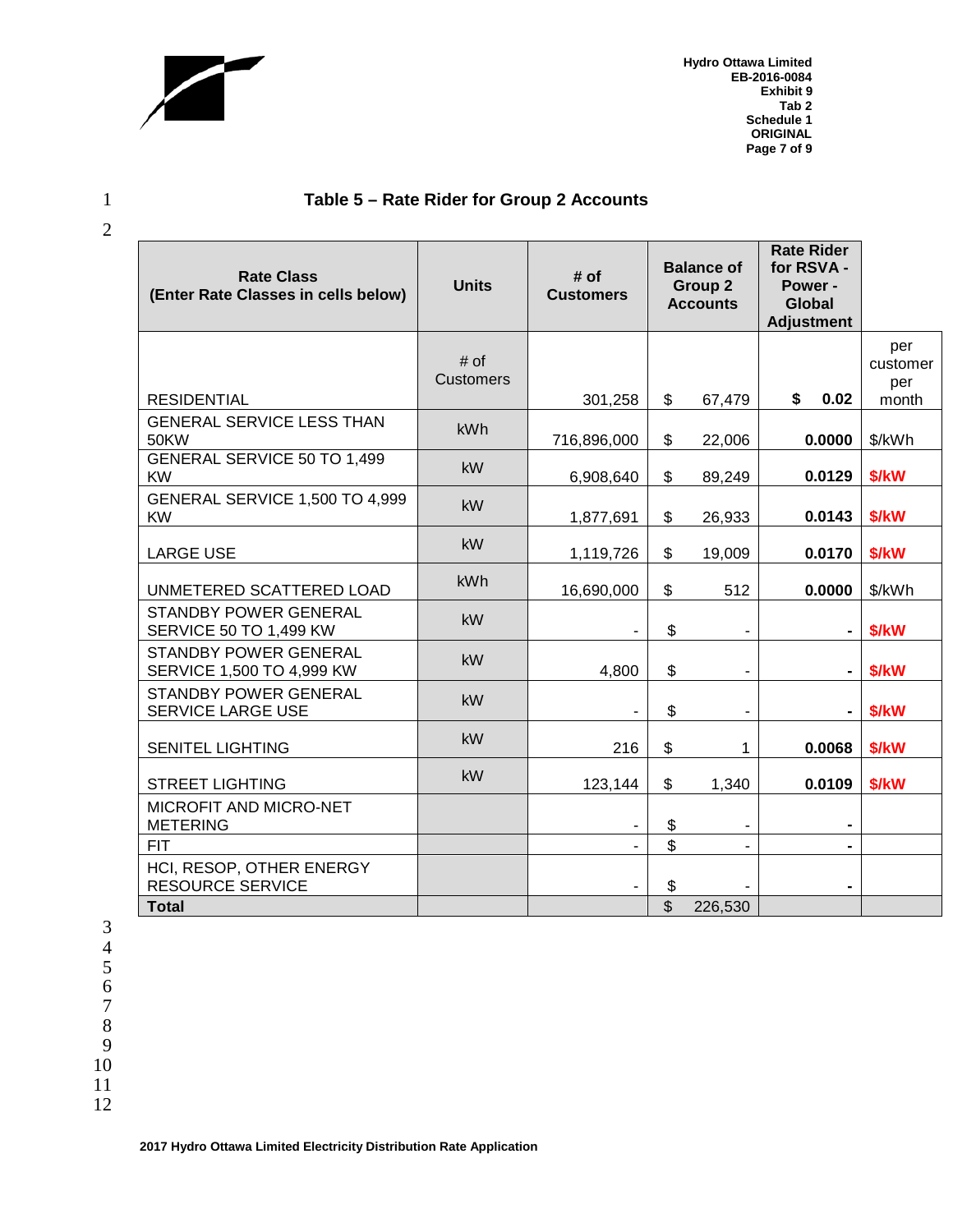### Table 5 – Rate Rider for Group 2 Accounts

| Rate Class (Enter Rate Classes in cells below) | Units | # of Customers | Balance of Group 2 Accounts | Rate Rider for RSVA - Power - Global Adjustment | |
|---|---|---|---|---|---|
| RESIDENTIAL | # of Customers | 301,258 | $ 67,479 | $ 0.02 | per customer per month |
| GENERAL SERVICE LESS THAN 50KW | kWh | 716,896,000 | $ 22,006 | 0.0000 | $/kWh |
| GENERAL SERVICE 50 TO 1,499 KW | kW | 6,908,640 | $ 89,249 | 0.0129 | $/kW |
| GENERAL SERVICE 1,500 TO 4,999 KW | kW | 1,877,691 | $ 26,933 | 0.0143 | $/kW |
| LARGE USE | kW | 1,119,726 | $ 19,009 | 0.0170 | $/kW |
| UNMETERED SCATTERED LOAD | kWh | 16,690,000 | $ 512 | 0.0000 | $/kWh |
| STANDBY POWER GENERAL SERVICE 50 TO 1,499 KW | kW | - | $ - | - | $/kW |
| STANDBY POWER GENERAL SERVICE 1,500 TO 4,999 KW | kW | 4,800 | $ - | - | $/kW |
| STANDBY POWER GENERAL SERVICE LARGE USE | kW | - | $ - | - | $/kW |
| SENITEL LIGHTING | kW | 216 | $ 1 | 0.0068 | $/kW |
| STREET LIGHTING | kW | 123,144 | $ 1,340 | 0.0109 | $/kW |
| MICROFIT AND MICRO-NET METERING | | - | $ - | - | |
| FIT | | - | $ - | - | |
| HCI, RESOP, OTHER ENERGY RESOURCE SERVICE | | - | $ - | - | |
| **Total** | | | $ 226,530 | | |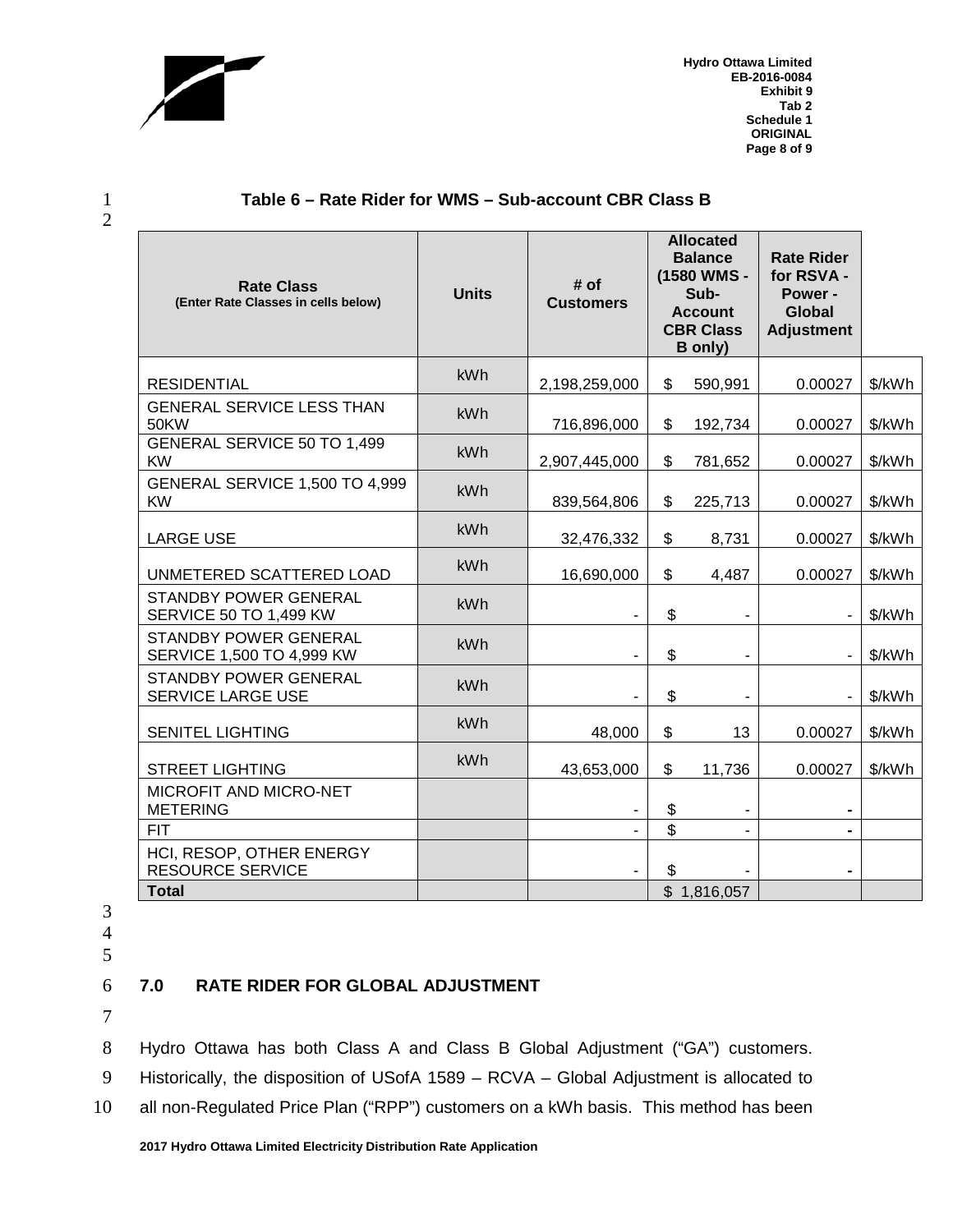**Table 6 – Rate Rider for WMS – Sub-account CBR Class B**

| Rate Class (Enter Rate Classes in cells below) | Units | # of Customers | Allocated Balance (1580 WMS - Sub-Account CBR Class B only) | Rate Rider for RSVA - Power - Global Adjustment | |
|---|---|---|---|---|---|
| RESIDENTIAL | kWh | 2,198,259,000 | $ 590,991 | 0.00027 | $/kWh |
| GENERAL SERVICE LESS THAN 50KW | kWh | 716,896,000 | $ 192,734 | 0.00027 | $/kWh |
| GENERAL SERVICE 50 TO 1,499 KW | kWh | 2,907,445,000 | $ 781,652 | 0.00027 | $/kWh |
| GENERAL SERVICE 1,500 TO 4,999 KW | kWh | 839,564,806 | $ 225,713 | 0.00027 | $/kWh |
| LARGE USE | kWh | 32,476,332 | $ 8,731 | 0.00027 | $/kWh |
| UNMETERED SCATTERED LOAD | kWh | 16,690,000 | $ 4,487 | 0.00027 | $/kWh |
| STANDBY POWER GENERAL SERVICE 50 TO 1,499 KW | kWh | - | $ - | - | $/kWh |
| STANDBY POWER GENERAL SERVICE 1,500 TO 4,999 KW | kWh | - | $ - | - | $/kWh |
| STANDBY POWER GENERAL SERVICE LARGE USE | kWh | - | $ - | - | $/kWh |
| SENITEL LIGHTING | kWh | 48,000 | $ 13 | 0.00027 | $/kWh |
| STREET LIGHTING | kWh | 43,653,000 | $ 11,736 | 0.00027 | $/kWh |
| MICROFIT AND MICRO-NET METERING | | - | $ - | - | |
| FIT | | - | $ - | - | |
| HCI, RESOP, OTHER ENERGY RESOURCE SERVICE | | - | $ - | - | |
| **Total** | | | $ 1,816,057 | | |

## 7.0 RATE RIDER FOR GLOBAL ADJUSTMENT

Hydro Ottawa has both Class A and Class B Global Adjustment ("GA") customers. Historically, the disposition of USofA 1589 – RCVA – Global Adjustment is allocated to all non-Regulated Price Plan ("RPP") customers on a kWh basis. This method has been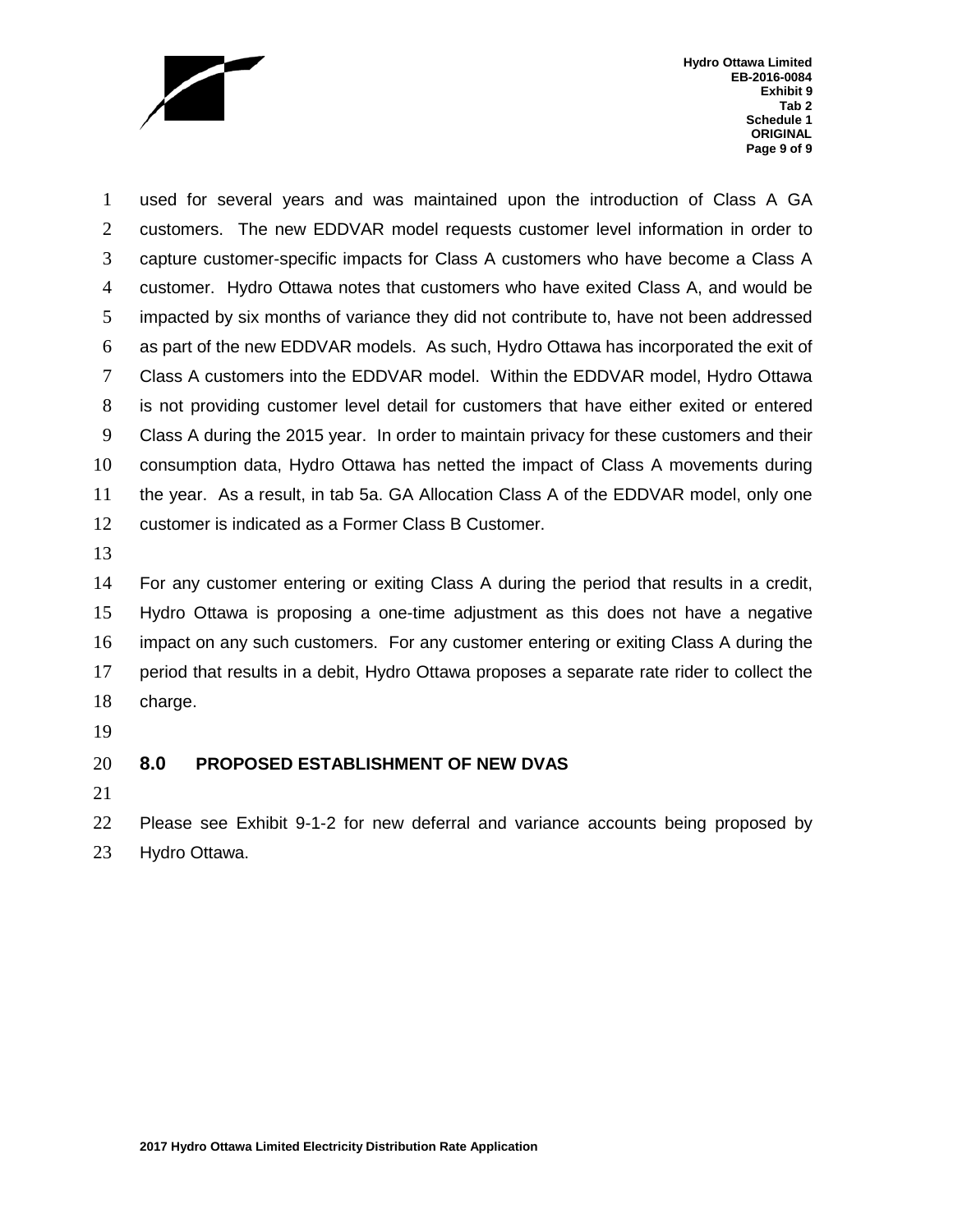used for several years and was maintained upon the introduction of Class A GA customers. The new EDDVAR model requests customer level information in order to capture customer-specific impacts for Class A customers who have become a Class A customer. Hydro Ottawa notes that customers who have exited Class A, and would be impacted by six months of variance they did not contribute to, have not been addressed as part of the new EDDVAR models. As such, Hydro Ottawa has incorporated the exit of Class A customers into the EDDVAR model. Within the EDDVAR model, Hydro Ottawa is not providing customer level detail for customers that have either exited or entered Class A during the 2015 year. In order to maintain privacy for these customers and their consumption data, Hydro Ottawa has netted the impact of Class A movements during the year. As a result, in tab 5a. GA Allocation Class A of the EDDVAR model, only one customer is indicated as a Former Class B Customer.

For any customer entering or exiting Class A during the period that results in a credit, Hydro Ottawa is proposing a one-time adjustment as this does not have a negative impact on any such customers. For any customer entering or exiting Class A during the period that results in a debit, Hydro Ottawa proposes a separate rate rider to collect the charge.

## 8.0 PROPOSED ESTABLISHMENT OF NEW DVAS

Please see Exhibit 9-1-2 for new deferral and variance accounts being proposed by Hydro Ottawa.